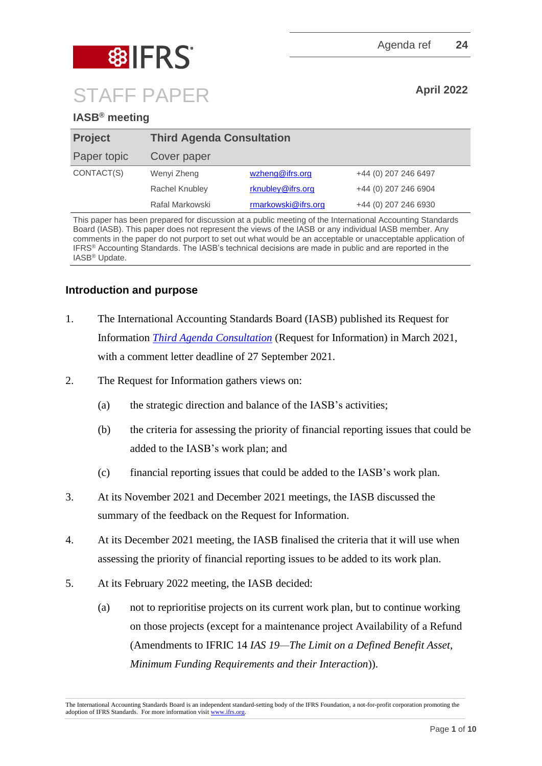Agenda ref 24

# STAFF PAPER

April 2022

**IASB® meeting**

| **Project** | **Third Agenda Consultation** | | |
|---|---|---|---|
| Paper topic | Cover paper | | |
| CONTACT(S) | Wenyi Zheng | wzheng@ifrs.org | +44 (0) 207 246 6497 |
| | Rachel Knubley | rknubley@ifrs.org | +44 (0) 207 246 6904 |
| | Rafal Markowski | rmarkowski@ifrs.org | +44 (0) 207 246 6930 |

This paper has been prepared for discussion at a public meeting of the International Accounting Standards Board (IASB). This paper does not represent the views of the IASB or any individual IASB member. Any comments in the paper do not purport to set out what would be an acceptable or unacceptable application of IFRS® Accounting Standards. The IASB's technical decisions are made in public and are reported in the IASB® Update.

## Introduction and purpose

1. The International Accounting Standards Board (IASB) published its Request for Information *Third Agenda Consultation* (Request for Information) in March 2021, with a comment letter deadline of 27 September 2021.

2. The Request for Information gathers views on:

   (a) the strategic direction and balance of the IASB's activities;

   (b) the criteria for assessing the priority of financial reporting issues that could be added to the IASB's work plan; and

   (c) financial reporting issues that could be added to the IASB's work plan.

3. At its November 2021 and December 2021 meetings, the IASB discussed the summary of the feedback on the Request for Information.

4. At its December 2021 meeting, the IASB finalised the criteria that it will use when assessing the priority of financial reporting issues to be added to its work plan.

5. At its February 2022 meeting, the IASB decided:

   (a) not to reprioritise projects on its current work plan, but to continue working on those projects (except for a maintenance project Availability of a Refund (Amendments to IFRIC 14 *IAS 19—The Limit on a Defined Benefit Asset, Minimum Funding Requirements and their Interaction*)).

The International Accounting Standards Board is an independent standard-setting body of the IFRS Foundation, a not-for-profit corporation promoting the adoption of IFRS Standards. For more information visit www.ifrs.org.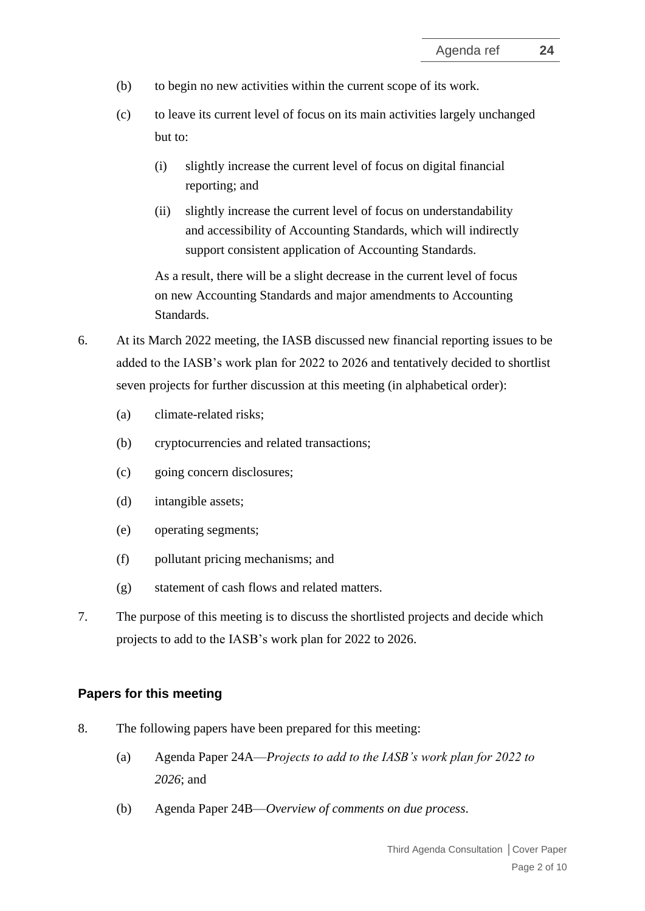(b) to begin no new activities within the current scope of its work.

(c) to leave its current level of focus on its main activities largely unchanged but to:

   (i) slightly increase the current level of focus on digital financial reporting; and

   (ii) slightly increase the current level of focus on understandability and accessibility of Accounting Standards, which will indirectly support consistent application of Accounting Standards.

   As a result, there will be a slight decrease in the current level of focus on new Accounting Standards and major amendments to Accounting Standards.

6. At its March 2022 meeting, the IASB discussed new financial reporting issues to be added to the IASB's work plan for 2022 to 2026 and tentatively decided to shortlist seven projects for further discussion at this meeting (in alphabetical order):

   (a) climate-related risks;

   (b) cryptocurrencies and related transactions;

   (c) going concern disclosures;

   (d) intangible assets;

   (e) operating segments;

   (f) pollutant pricing mechanisms; and

   (g) statement of cash flows and related matters.

7. The purpose of this meeting is to discuss the shortlisted projects and decide which projects to add to the IASB's work plan for 2022 to 2026.

## Papers for this meeting

8. The following papers have been prepared for this meeting:

   (a) Agenda Paper 24A—*Projects to add to the IASB's work plan for 2022 to 2026*; and

   (b) Agenda Paper 24B—*Overview of comments on due process*.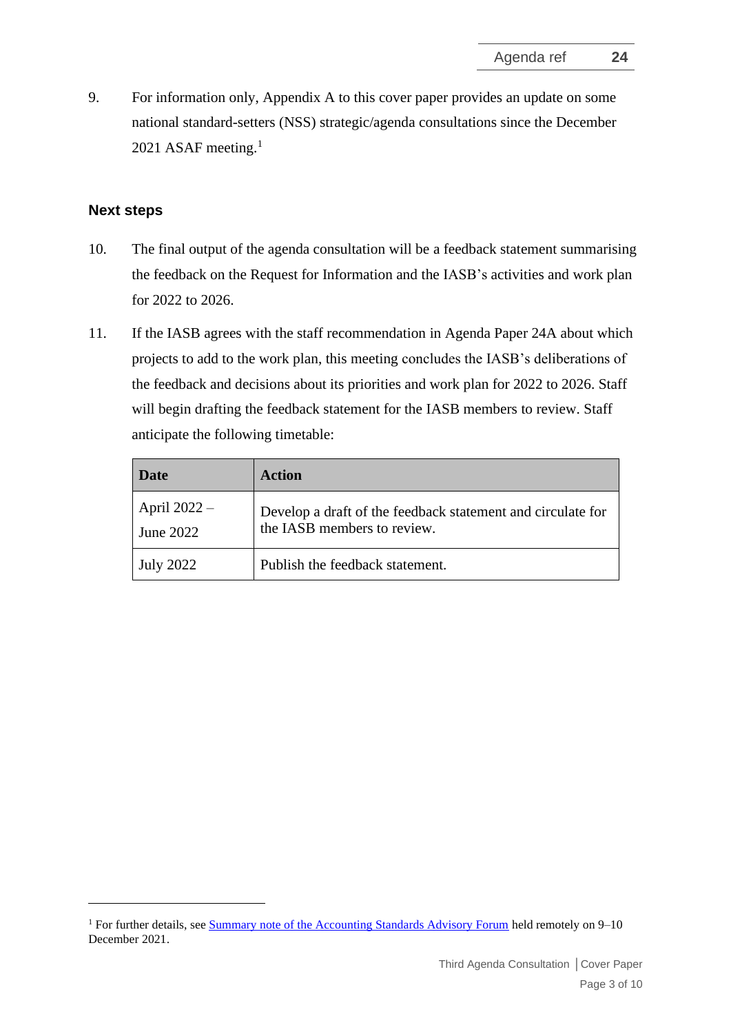9. For information only, Appendix A to this cover paper provides an update on some national standard-setters (NSS) strategic/agenda consultations since the December 2021 ASAF meeting.[1]

## Next steps

10. The final output of the agenda consultation will be a feedback statement summarising the feedback on the Request for Information and the IASB's activities and work plan for 2022 to 2026.

11. If the IASB agrees with the staff recommendation in Agenda Paper 24A about which projects to add to the work plan, this meeting concludes the IASB's deliberations of the feedback and decisions about its priorities and work plan for 2022 to 2026. Staff will begin drafting the feedback statement for the IASB members to review. Staff anticipate the following timetable:

| Date | Action |
|---|---|
| April 2022 – June 2022 | Develop a draft of the feedback statement and circulate for the IASB members to review. |
| July 2022 | Publish the feedback statement. |

[1] For further details, see Summary note of the Accounting Standards Advisory Forum held remotely on 9–10 December 2021.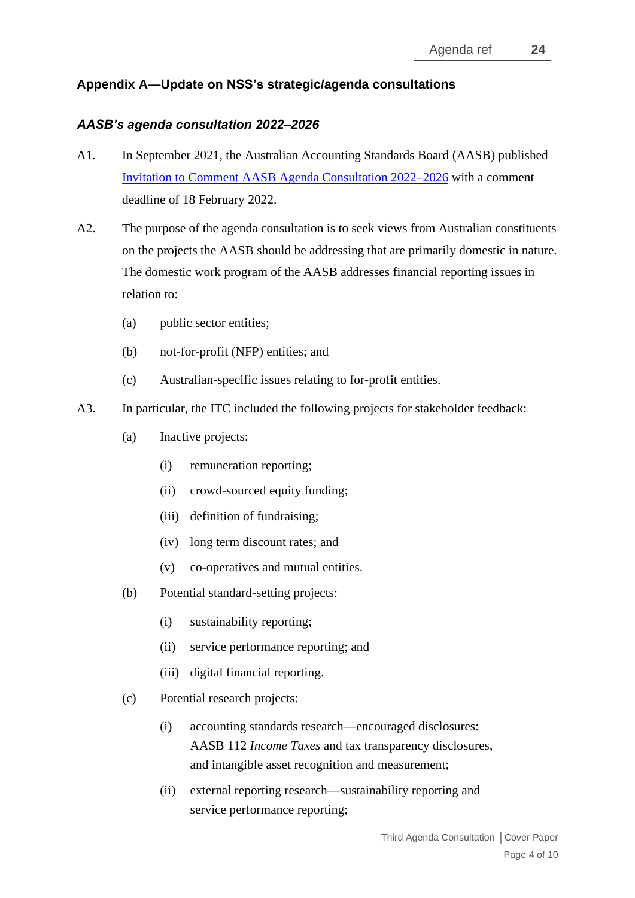## Appendix A—Update on NSS's strategic/agenda consultations

### *AASB's agenda consultation 2022–2026*

A1. In September 2021, the Australian Accounting Standards Board (AASB) published [Invitation to Comment AASB Agenda Consultation 2022–2026]() with a comment deadline of 18 February 2022.

A2. The purpose of the agenda consultation is to seek views from Australian constituents on the projects the AASB should be addressing that are primarily domestic in nature. The domestic work program of the AASB addresses financial reporting issues in relation to:

- (a) public sector entities;
- (b) not-for-profit (NFP) entities; and
- (c) Australian-specific issues relating to for-profit entities.

A3. In particular, the ITC included the following projects for stakeholder feedback:

- (a) Inactive projects:
  - (i) remuneration reporting;
  - (ii) crowd-sourced equity funding;
  - (iii) definition of fundraising;
  - (iv) long term discount rates; and
  - (v) co-operatives and mutual entities.
- (b) Potential standard-setting projects:
  - (i) sustainability reporting;
  - (ii) service performance reporting; and
  - (iii) digital financial reporting.
- (c) Potential research projects:
  - (i) accounting standards research—encouraged disclosures: AASB 112 *Income Taxes* and tax transparency disclosures, and intangible asset recognition and measurement;
  - (ii) external reporting research—sustainability reporting and service performance reporting;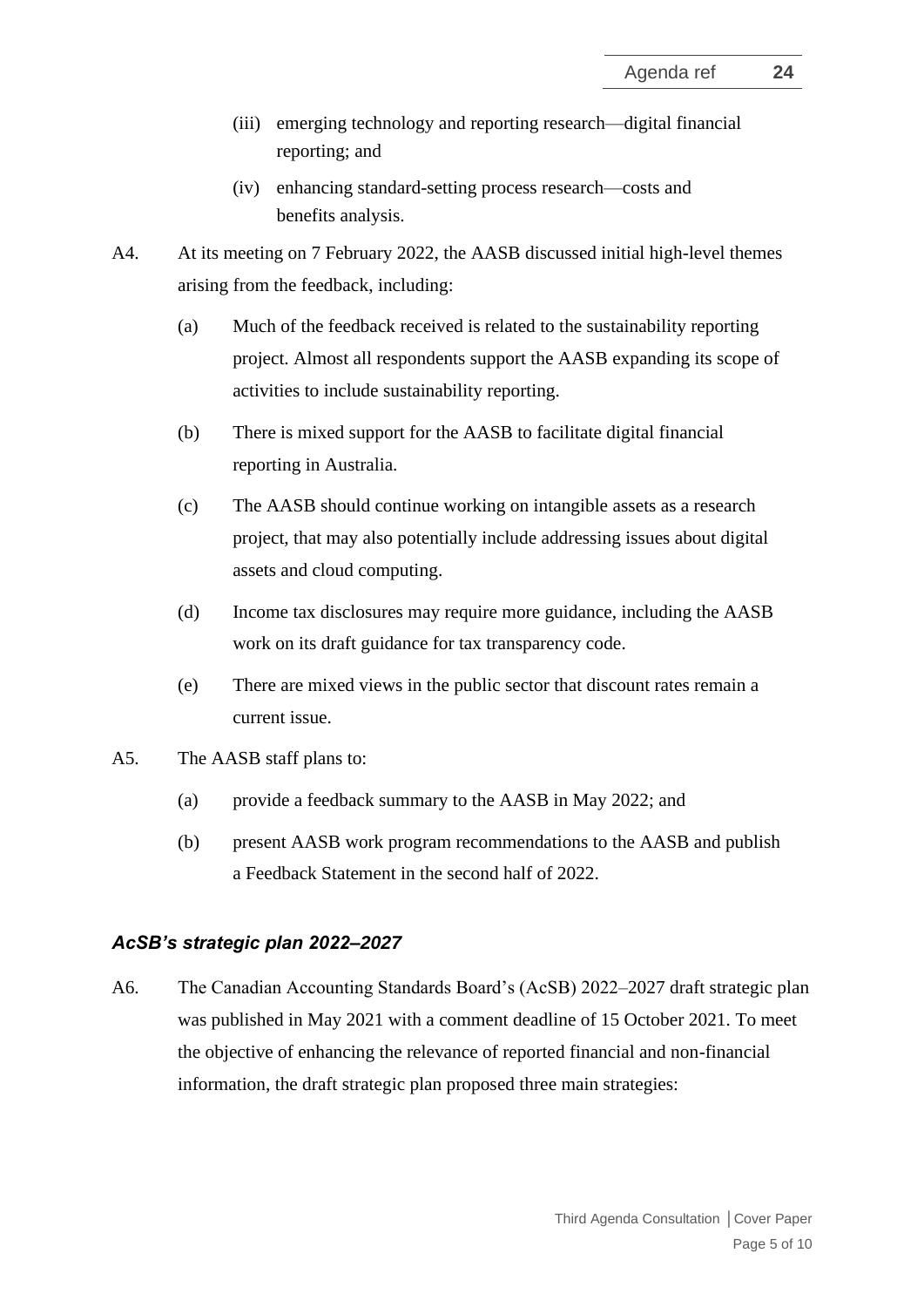(iii) emerging technology and reporting research—digital financial reporting; and

(iv) enhancing standard-setting process research—costs and benefits analysis.

A4. At its meeting on 7 February 2022, the AASB discussed initial high-level themes arising from the feedback, including:

(a) Much of the feedback received is related to the sustainability reporting project. Almost all respondents support the AASB expanding its scope of activities to include sustainability reporting.

(b) There is mixed support for the AASB to facilitate digital financial reporting in Australia.

(c) The AASB should continue working on intangible assets as a research project, that may also potentially include addressing issues about digital assets and cloud computing.

(d) Income tax disclosures may require more guidance, including the AASB work on its draft guidance for tax transparency code.

(e) There are mixed views in the public sector that discount rates remain a current issue.

A5. The AASB staff plans to:

(a) provide a feedback summary to the AASB in May 2022; and

(b) present AASB work program recommendations to the AASB and publish a Feedback Statement in the second half of 2022.

### *AcSB's strategic plan 2022–2027*

A6. The Canadian Accounting Standards Board's (AcSB) 2022–2027 draft strategic plan was published in May 2021 with a comment deadline of 15 October 2021. To meet the objective of enhancing the relevance of reported financial and non-financial information, the draft strategic plan proposed three main strategies: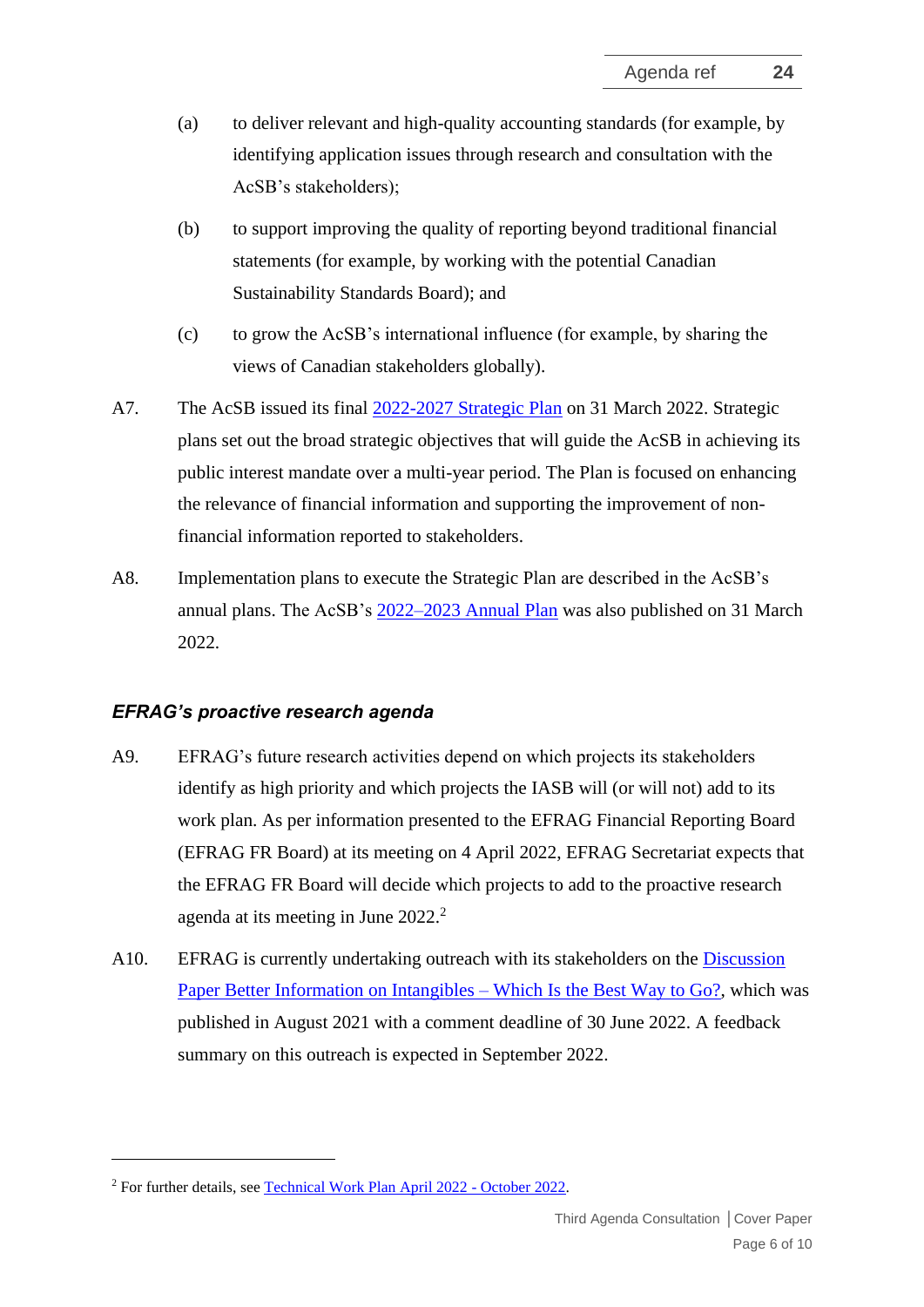(a) to deliver relevant and high-quality accounting standards (for example, by identifying application issues through research and consultation with the AcSB's stakeholders);

(b) to support improving the quality of reporting beyond traditional financial statements (for example, by working with the potential Canadian Sustainability Standards Board); and

(c) to grow the AcSB's international influence (for example, by sharing the views of Canadian stakeholders globally).

A7. The AcSB issued its final 2022-2027 Strategic Plan on 31 March 2022. Strategic plans set out the broad strategic objectives that will guide the AcSB in achieving its public interest mandate over a multi-year period. The Plan is focused on enhancing the relevance of financial information and supporting the improvement of non-financial information reported to stakeholders.

A8. Implementation plans to execute the Strategic Plan are described in the AcSB's annual plans. The AcSB's 2022–2023 Annual Plan was also published on 31 March 2022.

### *EFRAG's proactive research agenda*

A9. EFRAG's future research activities depend on which projects its stakeholders identify as high priority and which projects the IASB will (or will not) add to its work plan. As per information presented to the EFRAG Financial Reporting Board (EFRAG FR Board) at its meeting on 4 April 2022, EFRAG Secretariat expects that the EFRAG FR Board will decide which projects to add to the proactive research agenda at its meeting in June 2022.[2]

A10. EFRAG is currently undertaking outreach with its stakeholders on the Discussion Paper Better Information on Intangibles – Which Is the Best Way to Go?, which was published in August 2021 with a comment deadline of 30 June 2022. A feedback summary on this outreach is expected in September 2022.

---

[2] For further details, see Technical Work Plan April 2022 - October 2022.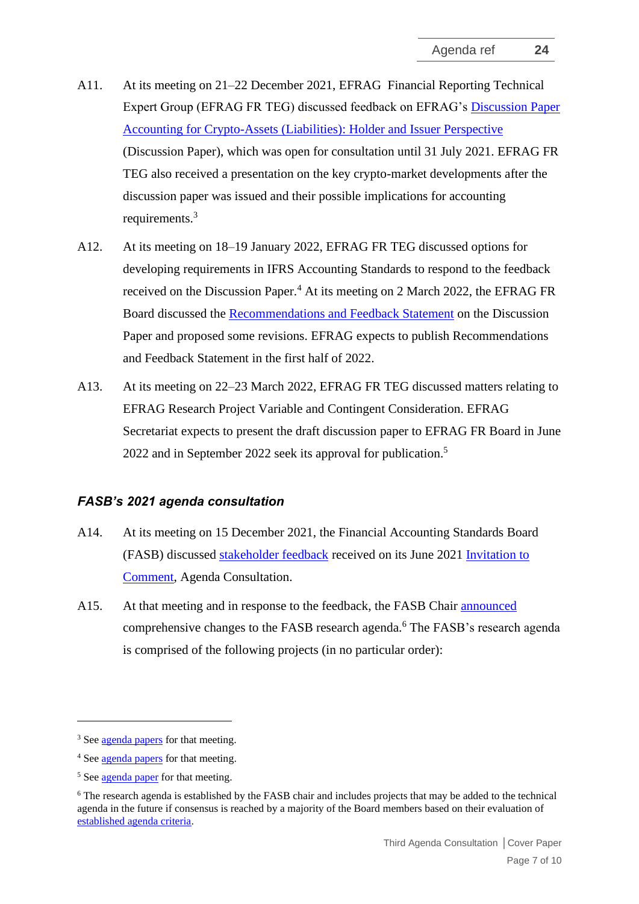A11. At its meeting on 21–22 December 2021, EFRAG  Financial Reporting Technical Expert Group (EFRAG FR TEG) discussed feedback on EFRAG's Discussion Paper Accounting for Crypto-Assets (Liabilities): Holder and Issuer Perspective (Discussion Paper), which was open for consultation until 31 July 2021. EFRAG FR TEG also received a presentation on the key crypto-market developments after the discussion paper was issued and their possible implications for accounting requirements.[3]

A12. At its meeting on 18–19 January 2022, EFRAG FR TEG discussed options for developing requirements in IFRS Accounting Standards to respond to the feedback received on the Discussion Paper.[4] At its meeting on 2 March 2022, the EFRAG FR Board discussed the Recommendations and Feedback Statement on the Discussion Paper and proposed some revisions. EFRAG expects to publish Recommendations and Feedback Statement in the first half of 2022.

A13. At its meeting on 22–23 March 2022, EFRAG FR TEG discussed matters relating to EFRAG Research Project Variable and Contingent Consideration. EFRAG Secretariat expects to present the draft discussion paper to EFRAG FR Board in June 2022 and in September 2022 seek its approval for publication.[5]

### *FASB's 2021 agenda consultation*

A14. At its meeting on 15 December 2021, the Financial Accounting Standards Board (FASB) discussed stakeholder feedback received on its June 2021 Invitation to Comment, Agenda Consultation.

A15. At that meeting and in response to the feedback, the FASB Chair announced comprehensive changes to the FASB research agenda.[6] The FASB's research agenda is comprised of the following projects (in no particular order):

---

[3] See agenda papers for that meeting.

[4] See agenda papers for that meeting.

[5] See agenda paper for that meeting.

[6] The research agenda is established by the FASB chair and includes projects that may be added to the technical agenda in the future if consensus is reached by a majority of the Board members based on their evaluation of established agenda criteria.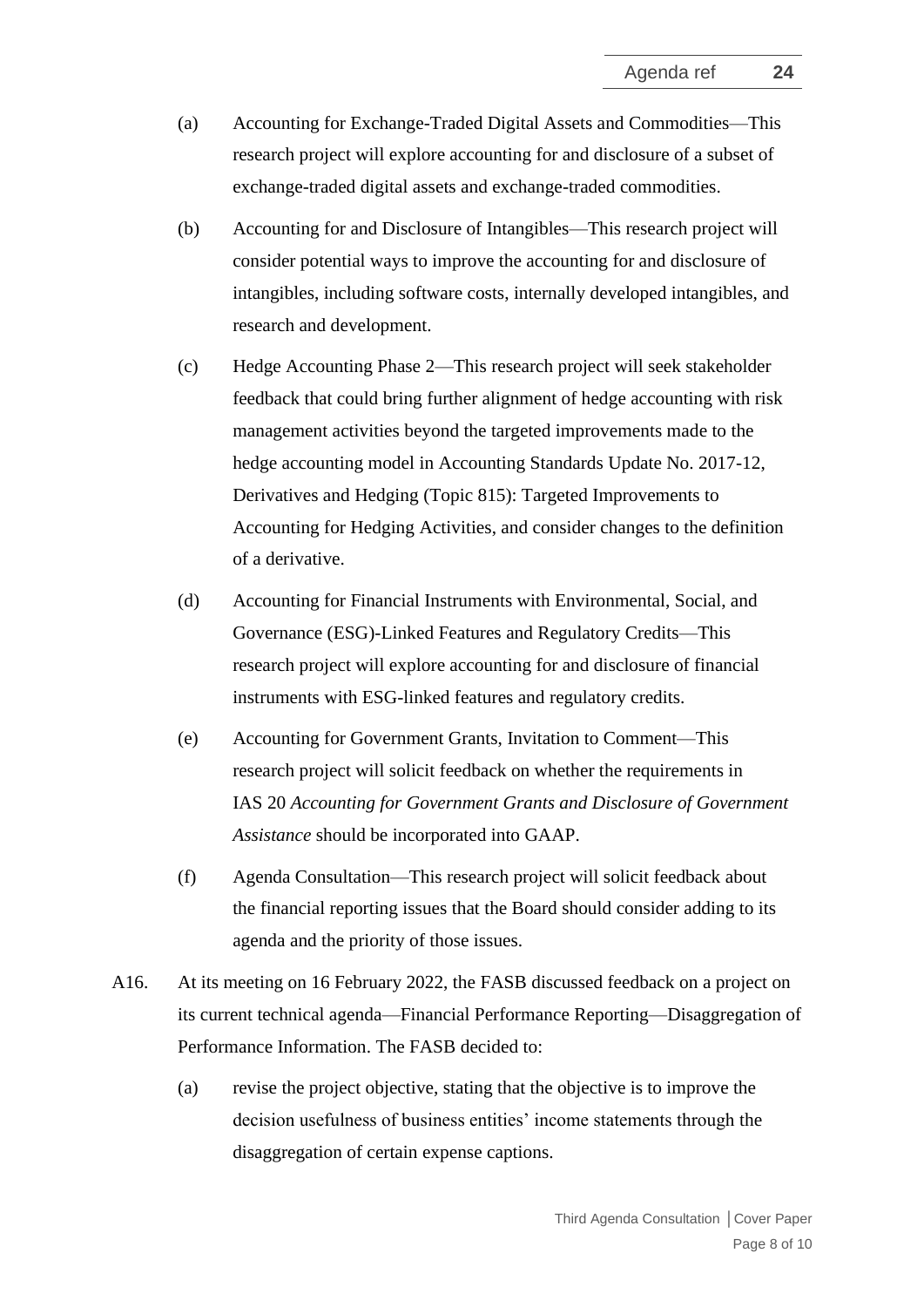(a) Accounting for Exchange-Traded Digital Assets and Commodities—This research project will explore accounting for and disclosure of a subset of exchange-traded digital assets and exchange-traded commodities.

(b) Accounting for and Disclosure of Intangibles—This research project will consider potential ways to improve the accounting for and disclosure of intangibles, including software costs, internally developed intangibles, and research and development.

(c) Hedge Accounting Phase 2—This research project will seek stakeholder feedback that could bring further alignment of hedge accounting with risk management activities beyond the targeted improvements made to the hedge accounting model in Accounting Standards Update No. 2017-12, Derivatives and Hedging (Topic 815): Targeted Improvements to Accounting for Hedging Activities, and consider changes to the definition of a derivative.

(d) Accounting for Financial Instruments with Environmental, Social, and Governance (ESG)-Linked Features and Regulatory Credits—This research project will explore accounting for and disclosure of financial instruments with ESG-linked features and regulatory credits.

(e) Accounting for Government Grants, Invitation to Comment—This research project will solicit feedback on whether the requirements in IAS 20 *Accounting for Government Grants and Disclosure of Government Assistance* should be incorporated into GAAP.

(f) Agenda Consultation—This research project will solicit feedback about the financial reporting issues that the Board should consider adding to its agenda and the priority of those issues.

A16. At its meeting on 16 February 2022, the FASB discussed feedback on a project on its current technical agenda—Financial Performance Reporting—Disaggregation of Performance Information. The FASB decided to:

(a) revise the project objective, stating that the objective is to improve the decision usefulness of business entities' income statements through the disaggregation of certain expense captions.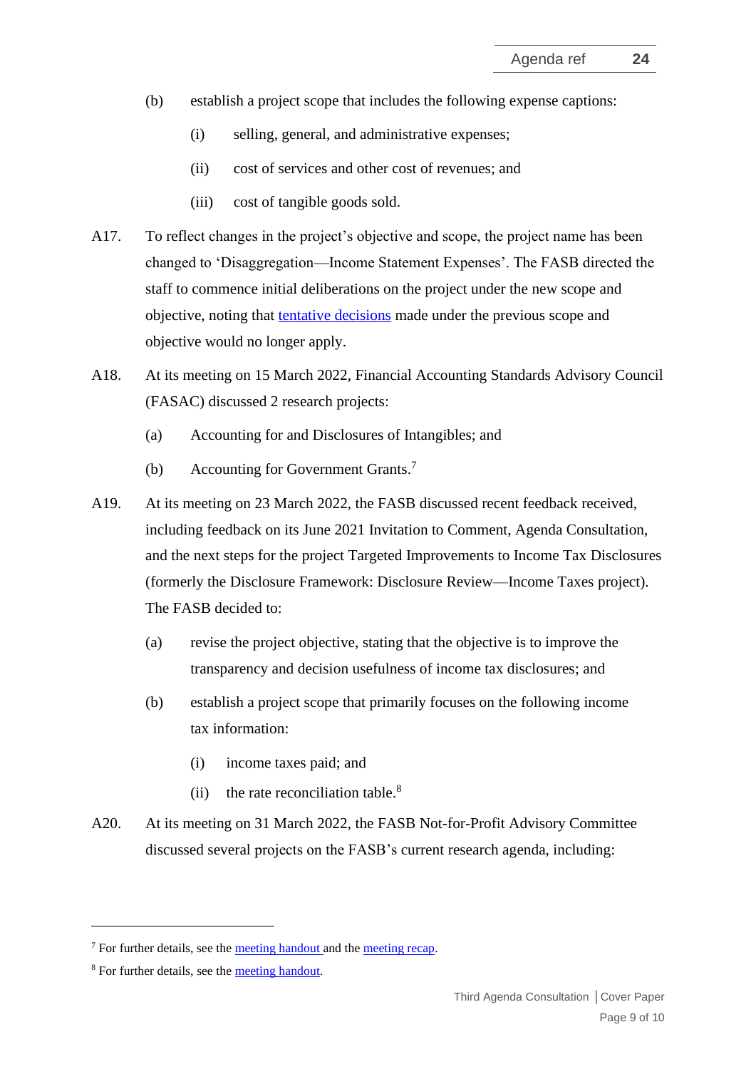(b) establish a project scope that includes the following expense captions:

   (i) selling, general, and administrative expenses;

   (ii) cost of services and other cost of revenues; and

   (iii) cost of tangible goods sold.

A17. To reflect changes in the project's objective and scope, the project name has been changed to 'Disaggregation—Income Statement Expenses'. The FASB directed the staff to commence initial deliberations on the project under the new scope and objective, noting that tentative decisions made under the previous scope and objective would no longer apply.

A18. At its meeting on 15 March 2022, Financial Accounting Standards Advisory Council (FASAC) discussed 2 research projects:

(a) Accounting for and Disclosures of Intangibles; and

(b) Accounting for Government Grants.[7]

A19. At its meeting on 23 March 2022, the FASB discussed recent feedback received, including feedback on its June 2021 Invitation to Comment, Agenda Consultation, and the next steps for the project Targeted Improvements to Income Tax Disclosures (formerly the Disclosure Framework: Disclosure Review—Income Taxes project). The FASB decided to:

(a) revise the project objective, stating that the objective is to improve the transparency and decision usefulness of income tax disclosures; and

(b) establish a project scope that primarily focuses on the following income tax information:

   (i) income taxes paid; and

   (ii) the rate reconciliation table.[8]

A20. At its meeting on 31 March 2022, the FASB Not-for-Profit Advisory Committee discussed several projects on the FASB's current research agenda, including:

---

[7] For further details, see the meeting handout and the meeting recap.

[8] For further details, see the meeting handout.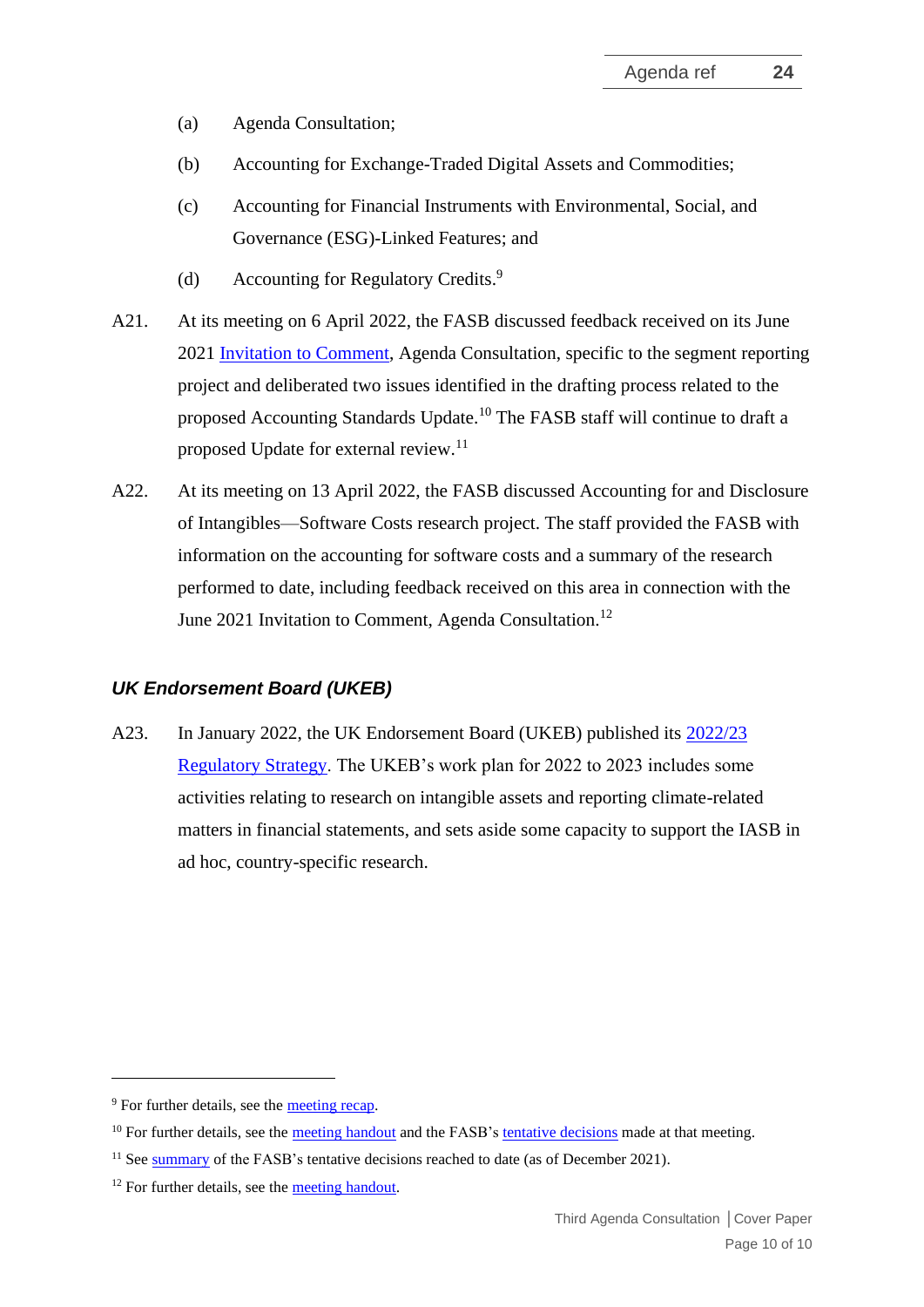(a) Agenda Consultation;

(b) Accounting for Exchange-Traded Digital Assets and Commodities;

(c) Accounting for Financial Instruments with Environmental, Social, and Governance (ESG)-Linked Features; and

(d) Accounting for Regulatory Credits.[9]

A21. At its meeting on 6 April 2022, the FASB discussed feedback received on its June 2021 Invitation to Comment, Agenda Consultation, specific to the segment reporting project and deliberated two issues identified in the drafting process related to the proposed Accounting Standards Update.[10] The FASB staff will continue to draft a proposed Update for external review.[11]

A22. At its meeting on 13 April 2022, the FASB discussed Accounting for and Disclosure of Intangibles—Software Costs research project. The staff provided the FASB with information on the accounting for software costs and a summary of the research performed to date, including feedback received on this area in connection with the June 2021 Invitation to Comment, Agenda Consultation.[12]

### *UK Endorsement Board (UKEB)*

A23. In January 2022, the UK Endorsement Board (UKEB) published its 2022/23 Regulatory Strategy. The UKEB's work plan for 2022 to 2023 includes some activities relating to research on intangible assets and reporting climate-related matters in financial statements, and sets aside some capacity to support the IASB in ad hoc, country-specific research.

---

[9] For further details, see the meeting recap.

[10] For further details, see the meeting handout and the FASB's tentative decisions made at that meeting.

[11] See summary of the FASB's tentative decisions reached to date (as of December 2021).

[12] For further details, see the meeting handout.